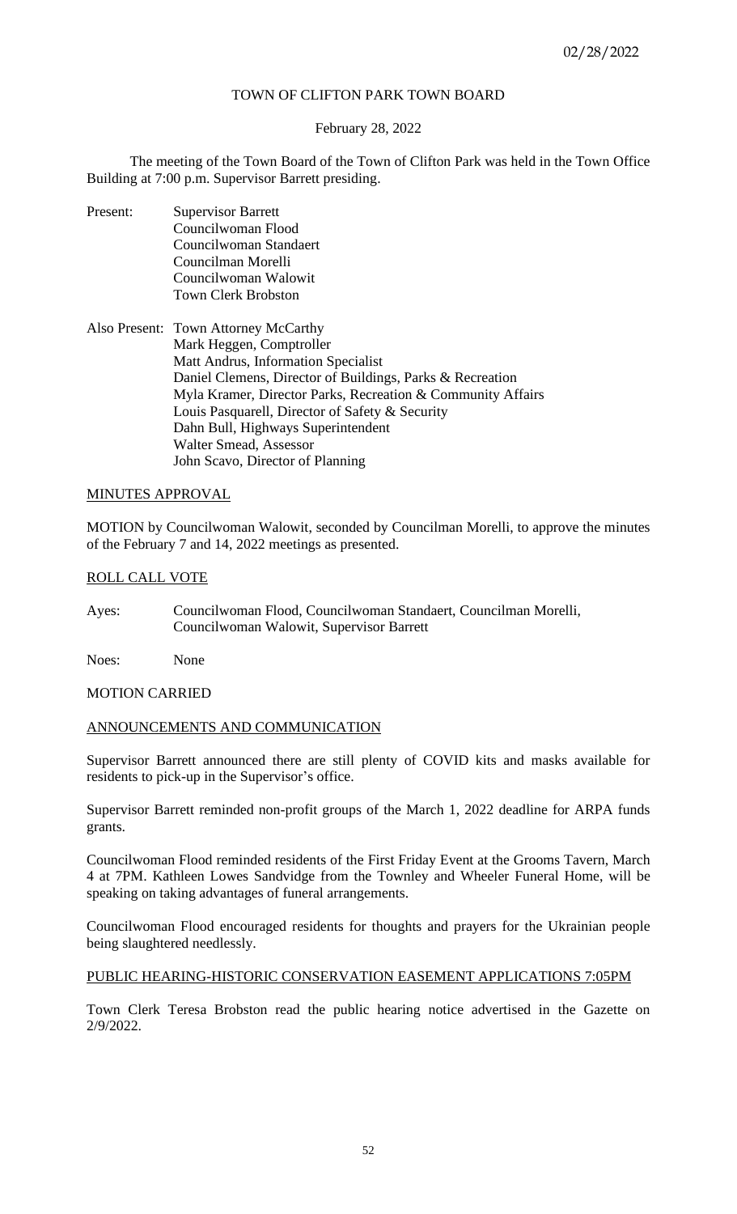# TOWN OF CLIFTON PARK TOWN BOARD

February 28, 2022

The meeting of the Town Board of the Town of Clifton Park was held in the Town Office Building at 7:00 p.m. Supervisor Barrett presiding.

Present: Supervisor Barrett
Councilwoman Flood
Councilwoman Standaert
Councilman Morelli
Councilwoman Walowit
Town Clerk Brobston

Also Present: Town Attorney McCarthy
Mark Heggen, Comptroller
Matt Andrus, Information Specialist
Daniel Clemens, Director of Buildings, Parks & Recreation
Myla Kramer, Director Parks, Recreation & Community Affairs
Louis Pasquarell, Director of Safety & Security
Dahn Bull, Highways Superintendent
Walter Smead, Assessor
John Scavo, Director of Planning

## MINUTES APPROVAL

MOTION by Councilwoman Walowit, seconded by Councilman Morelli, to approve the minutes of the February 7 and 14, 2022 meetings as presented.

## ROLL CALL VOTE

Ayes: Councilwoman Flood, Councilwoman Standaert, Councilman Morelli, Councilwoman Walowit, Supervisor Barrett

Noes: None

MOTION CARRIED

## ANNOUNCEMENTS AND COMMUNICATION

Supervisor Barrett announced there are still plenty of COVID kits and masks available for residents to pick-up in the Supervisor's office.

Supervisor Barrett reminded non-profit groups of the March 1, 2022 deadline for ARPA funds grants.

Councilwoman Flood reminded residents of the First Friday Event at the Grooms Tavern, March 4 at 7PM. Kathleen Lowes Sandvidge from the Townley and Wheeler Funeral Home, will be speaking on taking advantages of funeral arrangements.

Councilwoman Flood encouraged residents for thoughts and prayers for the Ukrainian people being slaughtered needlessly.

## PUBLIC HEARING-HISTORIC CONSERVATION EASEMENT APPLICATIONS 7:05PM

Town Clerk Teresa Brobston read the public hearing notice advertised in the Gazette on 2/9/2022.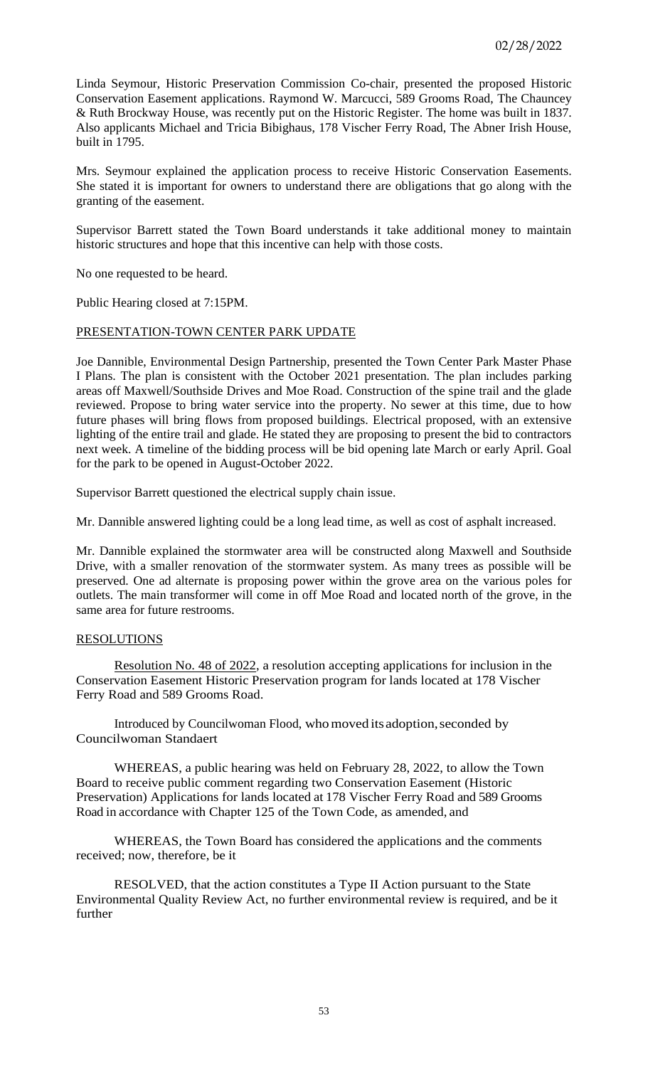Linda Seymour, Historic Preservation Commission Co-chair, presented the proposed Historic Conservation Easement applications. Raymond W. Marcucci, 589 Grooms Road, The Chauncey & Ruth Brockway House, was recently put on the Historic Register. The home was built in 1837. Also applicants Michael and Tricia Bibighaus, 178 Vischer Ferry Road, The Abner Irish House, built in 1795.

Mrs. Seymour explained the application process to receive Historic Conservation Easements. She stated it is important for owners to understand there are obligations that go along with the granting of the easement.

Supervisor Barrett stated the Town Board understands it take additional money to maintain historic structures and hope that this incentive can help with those costs.

No one requested to be heard.

Public Hearing closed at 7:15PM.

PRESENTATION-TOWN CENTER PARK UPDATE

Joe Dannible, Environmental Design Partnership, presented the Town Center Park Master Phase I Plans. The plan is consistent with the October 2021 presentation. The plan includes parking areas off Maxwell/Southside Drives and Moe Road. Construction of the spine trail and the glade reviewed. Propose to bring water service into the property. No sewer at this time, due to how future phases will bring flows from proposed buildings. Electrical proposed, with an extensive lighting of the entire trail and glade. He stated they are proposing to present the bid to contractors next week. A timeline of the bidding process will be bid opening late March or early April. Goal for the park to be opened in August-October 2022.

Supervisor Barrett questioned the electrical supply chain issue.

Mr. Dannible answered lighting could be a long lead time, as well as cost of asphalt increased.

Mr. Dannible explained the stormwater area will be constructed along Maxwell and Southside Drive, with a smaller renovation of the stormwater system. As many trees as possible will be preserved. One ad alternate is proposing power within the grove area on the various poles for outlets. The main transformer will come in off Moe Road and located north of the grove, in the same area for future restrooms.

RESOLUTIONS

Resolution No. 48 of 2022, a resolution accepting applications for inclusion in the Conservation Easement Historic Preservation program for lands located at 178 Vischer Ferry Road and 589 Grooms Road.

Introduced by Councilwoman Flood, who moved its adoption, seconded by Councilwoman Standaert

WHEREAS, a public hearing was held on February 28, 2022, to allow the Town Board to receive public comment regarding two Conservation Easement (Historic Preservation) Applications for lands located at 178 Vischer Ferry Road and 589 Grooms Road in accordance with Chapter 125 of the Town Code, as amended, and

WHEREAS, the Town Board has considered the applications and the comments received; now, therefore, be it

RESOLVED, that the action constitutes a Type II Action pursuant to the State Environmental Quality Review Act, no further environmental review is required, and be it further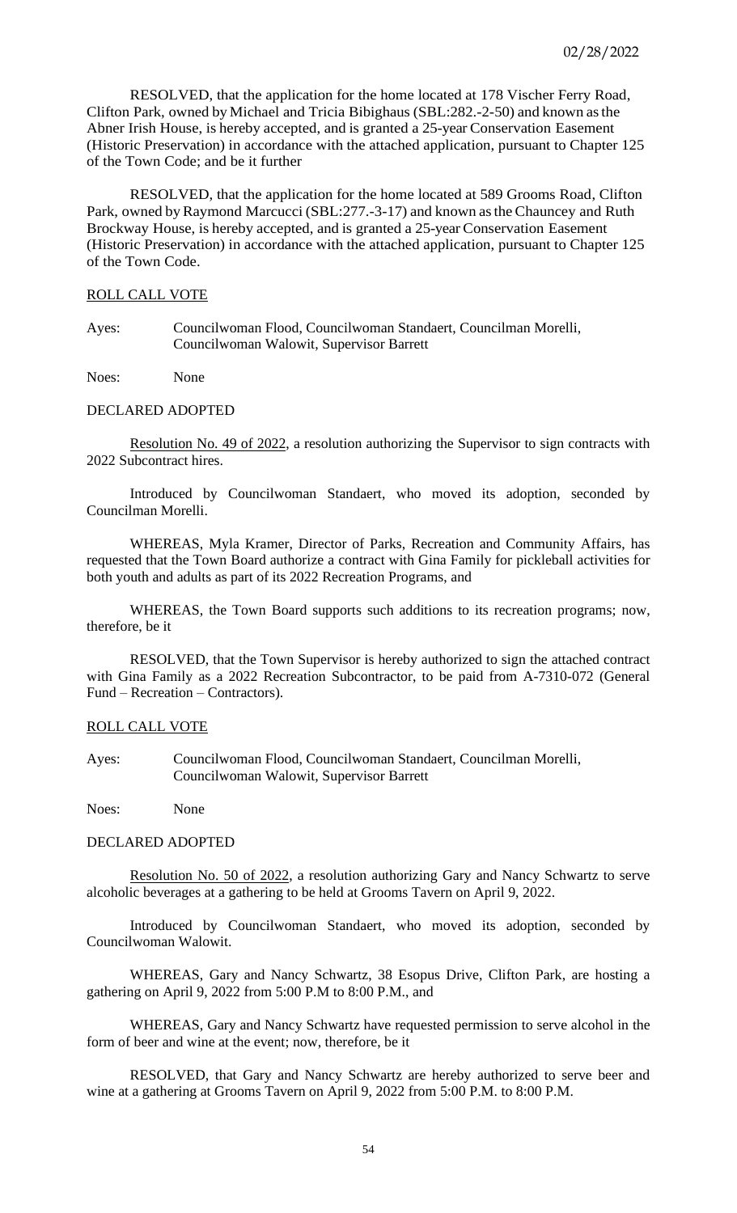RESOLVED, that the application for the home located at 178 Vischer Ferry Road, Clifton Park, owned by Michael and Tricia Bibighaus (SBL:282.-2-50) and known as the Abner Irish House, is hereby accepted, and is granted a 25-year Conservation Easement (Historic Preservation) in accordance with the attached application, pursuant to Chapter 125 of the Town Code; and be it further

RESOLVED, that the application for the home located at 589 Grooms Road, Clifton Park, owned by Raymond Marcucci (SBL:277.-3-17) and known as the Chauncey and Ruth Brockway House, is hereby accepted, and is granted a 25-year Conservation Easement (Historic Preservation) in accordance with the attached application, pursuant to Chapter 125 of the Town Code.

ROLL CALL VOTE

Ayes: Councilwoman Flood, Councilwoman Standaert, Councilman Morelli, Councilwoman Walowit, Supervisor Barrett

Noes: None

DECLARED ADOPTED

Resolution No. 49 of 2022, a resolution authorizing the Supervisor to sign contracts with 2022 Subcontract hires.

Introduced by Councilwoman Standaert, who moved its adoption, seconded by Councilman Morelli.

WHEREAS, Myla Kramer, Director of Parks, Recreation and Community Affairs, has requested that the Town Board authorize a contract with Gina Family for pickleball activities for both youth and adults as part of its 2022 Recreation Programs, and

WHEREAS, the Town Board supports such additions to its recreation programs; now, therefore, be it

RESOLVED, that the Town Supervisor is hereby authorized to sign the attached contract with Gina Family as a 2022 Recreation Subcontractor, to be paid from A-7310-072 (General Fund – Recreation – Contractors).

ROLL CALL VOTE

Ayes: Councilwoman Flood, Councilwoman Standaert, Councilman Morelli, Councilwoman Walowit, Supervisor Barrett

Noes: None

DECLARED ADOPTED

Resolution No. 50 of 2022, a resolution authorizing Gary and Nancy Schwartz to serve alcoholic beverages at a gathering to be held at Grooms Tavern on April 9, 2022.

Introduced by Councilwoman Standaert, who moved its adoption, seconded by Councilwoman Walowit.

WHEREAS, Gary and Nancy Schwartz, 38 Esopus Drive, Clifton Park, are hosting a gathering on April 9, 2022 from 5:00 P.M to 8:00 P.M., and

WHEREAS, Gary and Nancy Schwartz have requested permission to serve alcohol in the form of beer and wine at the event; now, therefore, be it

RESOLVED, that Gary and Nancy Schwartz are hereby authorized to serve beer and wine at a gathering at Grooms Tavern on April 9, 2022 from 5:00 P.M. to 8:00 P.M.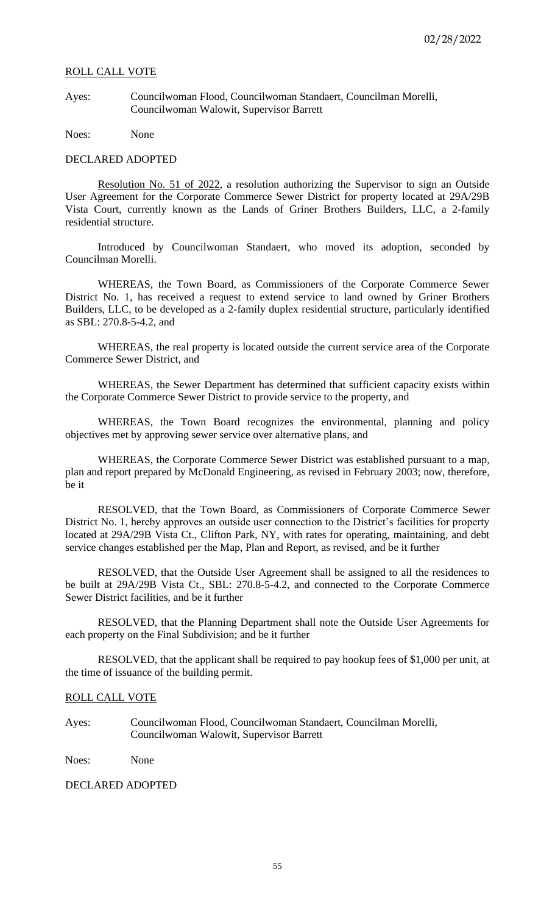ROLL CALL VOTE

Ayes: Councilwoman Flood, Councilwoman Standaert, Councilman Morelli, Councilwoman Walowit, Supervisor Barrett

Noes: None

DECLARED ADOPTED

Resolution No. 51 of 2022, a resolution authorizing the Supervisor to sign an Outside User Agreement for the Corporate Commerce Sewer District for property located at 29A/29B Vista Court, currently known as the Lands of Griner Brothers Builders, LLC, a 2-family residential structure.

Introduced by Councilwoman Standaert, who moved its adoption, seconded by Councilman Morelli.

WHEREAS, the Town Board, as Commissioners of the Corporate Commerce Sewer District No. 1, has received a request to extend service to land owned by Griner Brothers Builders, LLC, to be developed as a 2-family duplex residential structure, particularly identified as SBL: 270.8-5-4.2, and

WHEREAS, the real property is located outside the current service area of the Corporate Commerce Sewer District, and

WHEREAS, the Sewer Department has determined that sufficient capacity exists within the Corporate Commerce Sewer District to provide service to the property, and

WHEREAS, the Town Board recognizes the environmental, planning and policy objectives met by approving sewer service over alternative plans, and

WHEREAS, the Corporate Commerce Sewer District was established pursuant to a map, plan and report prepared by McDonald Engineering, as revised in February 2003; now, therefore, be it

RESOLVED, that the Town Board, as Commissioners of Corporate Commerce Sewer District No. 1, hereby approves an outside user connection to the District's facilities for property located at 29A/29B Vista Ct., Clifton Park, NY, with rates for operating, maintaining, and debt service changes established per the Map, Plan and Report, as revised, and be it further

RESOLVED, that the Outside User Agreement shall be assigned to all the residences to be built at 29A/29B Vista Ct., SBL: 270.8-5-4.2, and connected to the Corporate Commerce Sewer District facilities, and be it further

RESOLVED, that the Planning Department shall note the Outside User Agreements for each property on the Final Subdivision; and be it further

RESOLVED, that the applicant shall be required to pay hookup fees of $1,000 per unit, at the time of issuance of the building permit.

ROLL CALL VOTE

Ayes: Councilwoman Flood, Councilwoman Standaert, Councilman Morelli, Councilwoman Walowit, Supervisor Barrett

Noes: None

DECLARED ADOPTED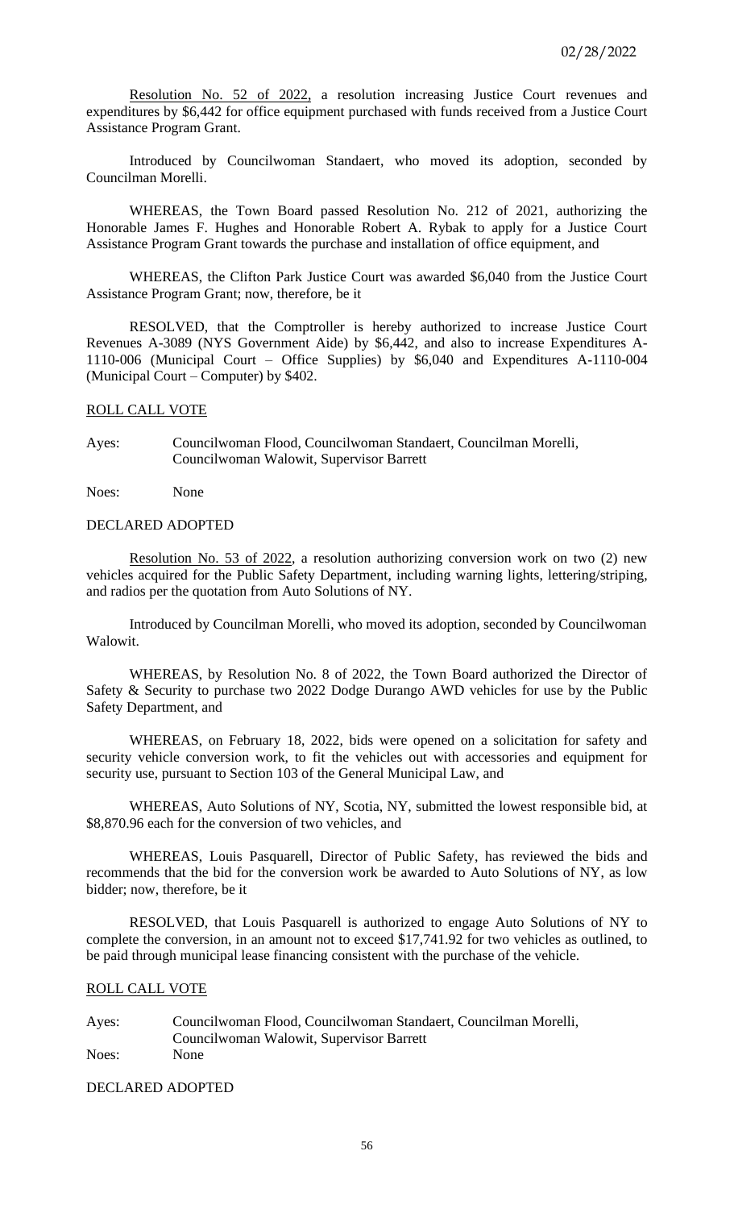Resolution No. 52 of 2022, a resolution increasing Justice Court revenues and expenditures by $6,442 for office equipment purchased with funds received from a Justice Court Assistance Program Grant.

Introduced by Councilwoman Standaert, who moved its adoption, seconded by Councilman Morelli.

WHEREAS, the Town Board passed Resolution No. 212 of 2021, authorizing the Honorable James F. Hughes and Honorable Robert A. Rybak to apply for a Justice Court Assistance Program Grant towards the purchase and installation of office equipment, and

WHEREAS, the Clifton Park Justice Court was awarded $6,040 from the Justice Court Assistance Program Grant; now, therefore, be it

RESOLVED, that the Comptroller is hereby authorized to increase Justice Court Revenues A-3089 (NYS Government Aide) by $6,442, and also to increase Expenditures A-1110-006 (Municipal Court – Office Supplies) by $6,040 and Expenditures A-1110-004 (Municipal Court – Computer) by $402.

ROLL CALL VOTE

Ayes: Councilwoman Flood, Councilwoman Standaert, Councilman Morelli, Councilwoman Walowit, Supervisor Barrett

Noes: None

DECLARED ADOPTED

Resolution No. 53 of 2022, a resolution authorizing conversion work on two (2) new vehicles acquired for the Public Safety Department, including warning lights, lettering/striping, and radios per the quotation from Auto Solutions of NY.

Introduced by Councilman Morelli, who moved its adoption, seconded by Councilwoman Walowit.

WHEREAS, by Resolution No. 8 of 2022, the Town Board authorized the Director of Safety & Security to purchase two 2022 Dodge Durango AWD vehicles for use by the Public Safety Department, and

WHEREAS, on February 18, 2022, bids were opened on a solicitation for safety and security vehicle conversion work, to fit the vehicles out with accessories and equipment for security use, pursuant to Section 103 of the General Municipal Law, and

WHEREAS, Auto Solutions of NY, Scotia, NY, submitted the lowest responsible bid, at $8,870.96 each for the conversion of two vehicles, and

WHEREAS, Louis Pasquarell, Director of Public Safety, has reviewed the bids and recommends that the bid for the conversion work be awarded to Auto Solutions of NY, as low bidder; now, therefore, be it

RESOLVED, that Louis Pasquarell is authorized to engage Auto Solutions of NY to complete the conversion, in an amount not to exceed $17,741.92 for two vehicles as outlined, to be paid through municipal lease financing consistent with the purchase of the vehicle.

ROLL CALL VOTE

Ayes: Councilwoman Flood, Councilwoman Standaert, Councilman Morelli, Councilwoman Walowit, Supervisor Barrett

Noes: None

DECLARED ADOPTED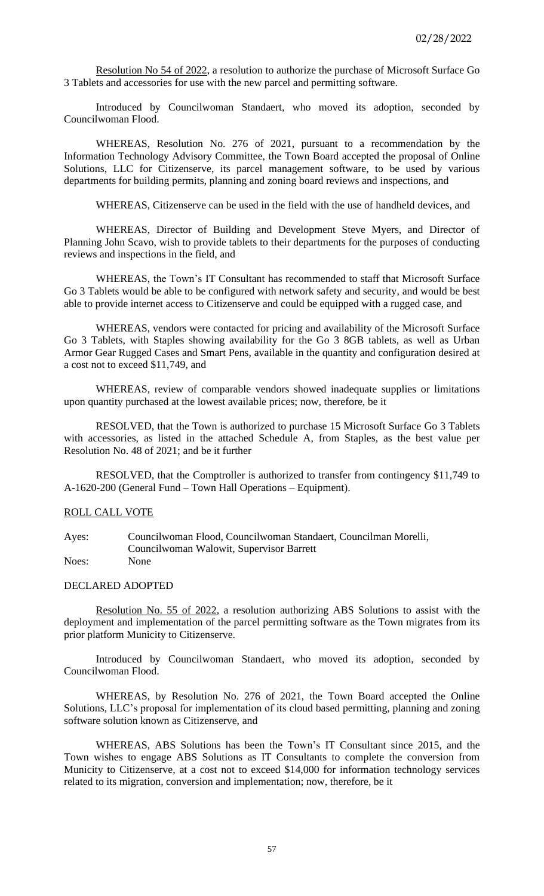Resolution No 54 of 2022, a resolution to authorize the purchase of Microsoft Surface Go 3 Tablets and accessories for use with the new parcel and permitting software.

Introduced by Councilwoman Standaert, who moved its adoption, seconded by Councilwoman Flood.

WHEREAS, Resolution No. 276 of 2021, pursuant to a recommendation by the Information Technology Advisory Committee, the Town Board accepted the proposal of Online Solutions, LLC for Citizenserve, its parcel management software, to be used by various departments for building permits, planning and zoning board reviews and inspections, and

WHEREAS, Citizenserve can be used in the field with the use of handheld devices, and

WHEREAS, Director of Building and Development Steve Myers, and Director of Planning John Scavo, wish to provide tablets to their departments for the purposes of conducting reviews and inspections in the field, and

WHEREAS, the Town's IT Consultant has recommended to staff that Microsoft Surface Go 3 Tablets would be able to be configured with network safety and security, and would be best able to provide internet access to Citizenserve and could be equipped with a rugged case, and

WHEREAS, vendors were contacted for pricing and availability of the Microsoft Surface Go 3 Tablets, with Staples showing availability for the Go 3 8GB tablets, as well as Urban Armor Gear Rugged Cases and Smart Pens, available in the quantity and configuration desired at a cost not to exceed $11,749, and

WHEREAS, review of comparable vendors showed inadequate supplies or limitations upon quantity purchased at the lowest available prices; now, therefore, be it

RESOLVED, that the Town is authorized to purchase 15 Microsoft Surface Go 3 Tablets with accessories, as listed in the attached Schedule A, from Staples, as the best value per Resolution No. 48 of 2021; and be it further

RESOLVED, that the Comptroller is authorized to transfer from contingency $11,749 to A-1620-200 (General Fund – Town Hall Operations – Equipment).

ROLL CALL VOTE

Ayes: Councilwoman Flood, Councilwoman Standaert, Councilman Morelli, Councilwoman Walowit, Supervisor Barrett

Noes: None

DECLARED ADOPTED

Resolution No. 55 of 2022, a resolution authorizing ABS Solutions to assist with the deployment and implementation of the parcel permitting software as the Town migrates from its prior platform Municity to Citizenserve.

Introduced by Councilwoman Standaert, who moved its adoption, seconded by Councilwoman Flood.

WHEREAS, by Resolution No. 276 of 2021, the Town Board accepted the Online Solutions, LLC's proposal for implementation of its cloud based permitting, planning and zoning software solution known as Citizenserve, and

WHEREAS, ABS Solutions has been the Town's IT Consultant since 2015, and the Town wishes to engage ABS Solutions as IT Consultants to complete the conversion from Municity to Citizenserve, at a cost not to exceed $14,000 for information technology services related to its migration, conversion and implementation; now, therefore, be it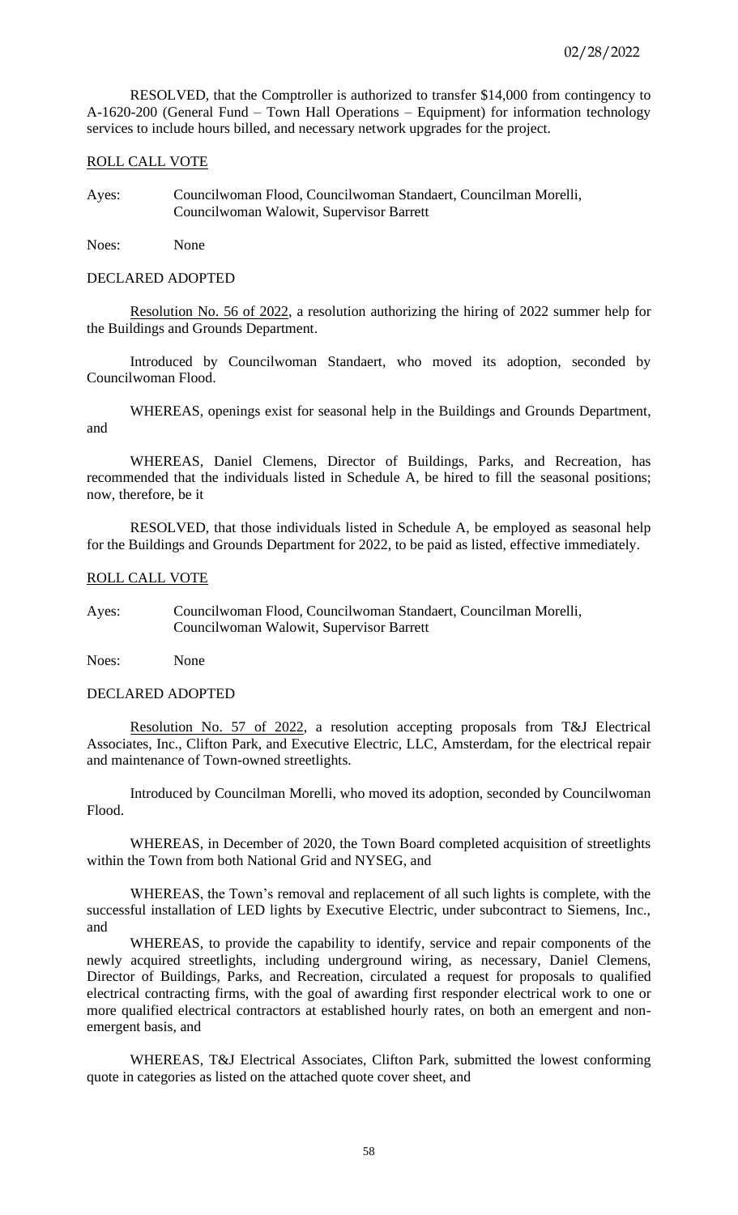RESOLVED, that the Comptroller is authorized to transfer $14,000 from contingency to A-1620-200 (General Fund – Town Hall Operations – Equipment) for information technology services to include hours billed, and necessary network upgrades for the project.

ROLL CALL VOTE

Ayes: Councilwoman Flood, Councilwoman Standaert, Councilman Morelli, Councilwoman Walowit, Supervisor Barrett

Noes: None

DECLARED ADOPTED

Resolution No. 56 of 2022, a resolution authorizing the hiring of 2022 summer help for the Buildings and Grounds Department.

Introduced by Councilwoman Standaert, who moved its adoption, seconded by Councilwoman Flood.

WHEREAS, openings exist for seasonal help in the Buildings and Grounds Department, and

WHEREAS, Daniel Clemens, Director of Buildings, Parks, and Recreation, has recommended that the individuals listed in Schedule A, be hired to fill the seasonal positions; now, therefore, be it

RESOLVED, that those individuals listed in Schedule A, be employed as seasonal help for the Buildings and Grounds Department for 2022, to be paid as listed, effective immediately.

ROLL CALL VOTE

Ayes: Councilwoman Flood, Councilwoman Standaert, Councilman Morelli, Councilwoman Walowit, Supervisor Barrett

Noes: None

DECLARED ADOPTED

Resolution No. 57 of 2022, a resolution accepting proposals from T&J Electrical Associates, Inc., Clifton Park, and Executive Electric, LLC, Amsterdam, for the electrical repair and maintenance of Town-owned streetlights.

Introduced by Councilman Morelli, who moved its adoption, seconded by Councilwoman Flood.

WHEREAS, in December of 2020, the Town Board completed acquisition of streetlights within the Town from both National Grid and NYSEG, and

WHEREAS, the Town's removal and replacement of all such lights is complete, with the successful installation of LED lights by Executive Electric, under subcontract to Siemens, Inc., and

WHEREAS, to provide the capability to identify, service and repair components of the newly acquired streetlights, including underground wiring, as necessary, Daniel Clemens, Director of Buildings, Parks, and Recreation, circulated a request for proposals to qualified electrical contracting firms, with the goal of awarding first responder electrical work to one or more qualified electrical contractors at established hourly rates, on both an emergent and non-emergent basis, and

WHEREAS, T&J Electrical Associates, Clifton Park, submitted the lowest conforming quote in categories as listed on the attached quote cover sheet, and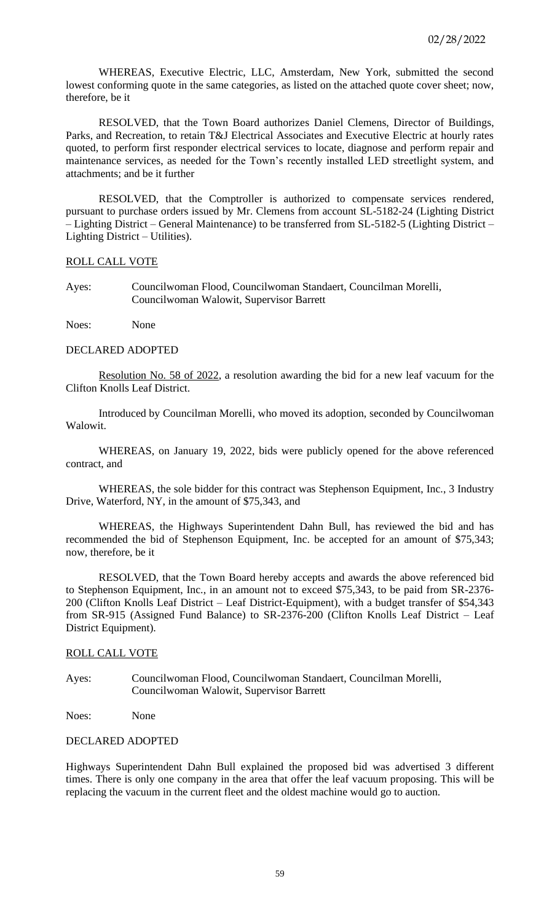WHEREAS, Executive Electric, LLC, Amsterdam, New York, submitted the second lowest conforming quote in the same categories, as listed on the attached quote cover sheet; now, therefore, be it

RESOLVED, that the Town Board authorizes Daniel Clemens, Director of Buildings, Parks, and Recreation, to retain T&J Electrical Associates and Executive Electric at hourly rates quoted, to perform first responder electrical services to locate, diagnose and perform repair and maintenance services, as needed for the Town's recently installed LED streetlight system, and attachments; and be it further

RESOLVED, that the Comptroller is authorized to compensate services rendered, pursuant to purchase orders issued by Mr. Clemens from account SL-5182-24 (Lighting District – Lighting District – General Maintenance) to be transferred from SL-5182-5 (Lighting District – Lighting District – Utilities).

ROLL CALL VOTE

Ayes: Councilwoman Flood, Councilwoman Standaert, Councilman Morelli, Councilwoman Walowit, Supervisor Barrett

Noes: None

DECLARED ADOPTED

Resolution No. 58 of 2022, a resolution awarding the bid for a new leaf vacuum for the Clifton Knolls Leaf District.

Introduced by Councilman Morelli, who moved its adoption, seconded by Councilwoman Walowit.

WHEREAS, on January 19, 2022, bids were publicly opened for the above referenced contract, and

WHEREAS, the sole bidder for this contract was Stephenson Equipment, Inc., 3 Industry Drive, Waterford, NY, in the amount of $75,343, and

WHEREAS, the Highways Superintendent Dahn Bull, has reviewed the bid and has recommended the bid of Stephenson Equipment, Inc. be accepted for an amount of $75,343; now, therefore, be it

RESOLVED, that the Town Board hereby accepts and awards the above referenced bid to Stephenson Equipment, Inc., in an amount not to exceed $75,343, to be paid from SR-2376-200 (Clifton Knolls Leaf District – Leaf District-Equipment), with a budget transfer of $54,343 from SR-915 (Assigned Fund Balance) to SR-2376-200 (Clifton Knolls Leaf District – Leaf District Equipment).

ROLL CALL VOTE

Ayes: Councilwoman Flood, Councilwoman Standaert, Councilman Morelli, Councilwoman Walowit, Supervisor Barrett

Noes: None

DECLARED ADOPTED

Highways Superintendent Dahn Bull explained the proposed bid was advertised 3 different times. There is only one company in the area that offer the leaf vacuum proposing. This will be replacing the vacuum in the current fleet and the oldest machine would go to auction.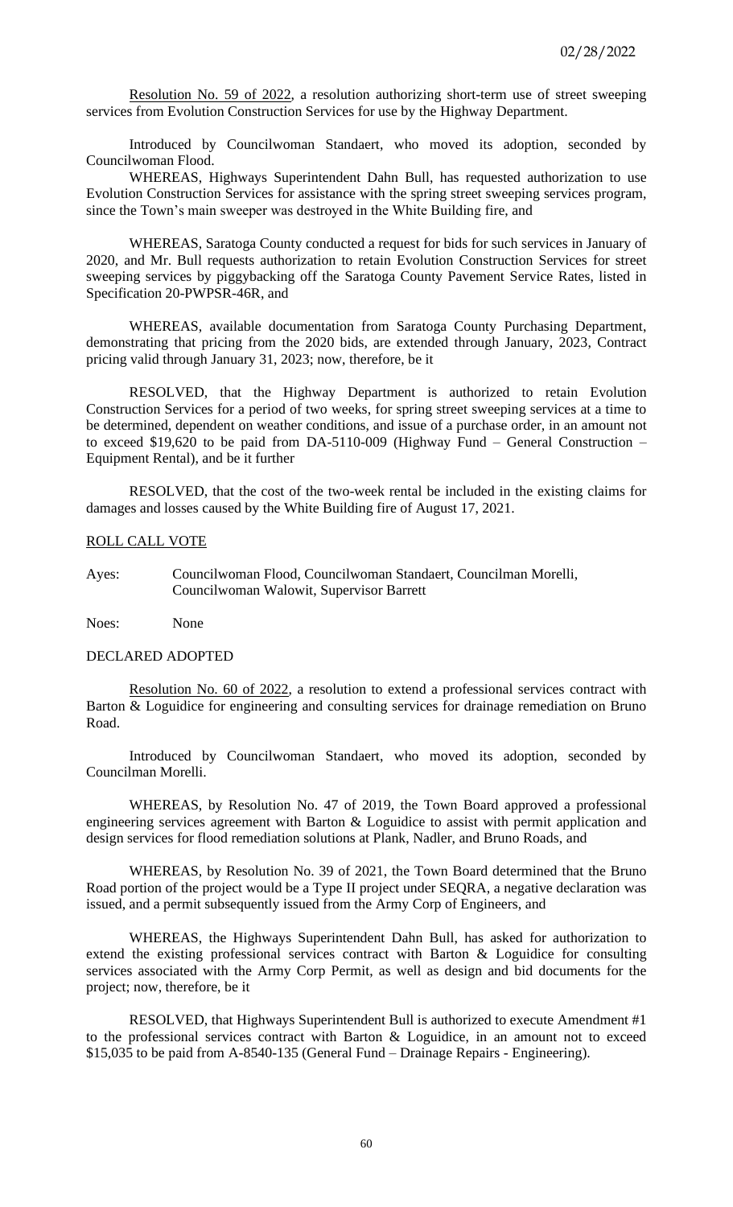Resolution No. 59 of 2022, a resolution authorizing short-term use of street sweeping services from Evolution Construction Services for use by the Highway Department.

Introduced by Councilwoman Standaert, who moved its adoption, seconded by Councilwoman Flood.

WHEREAS, Highways Superintendent Dahn Bull, has requested authorization to use Evolution Construction Services for assistance with the spring street sweeping services program, since the Town's main sweeper was destroyed in the White Building fire, and

WHEREAS, Saratoga County conducted a request for bids for such services in January of 2020, and Mr. Bull requests authorization to retain Evolution Construction Services for street sweeping services by piggybacking off the Saratoga County Pavement Service Rates, listed in Specification 20-PWPSR-46R, and

WHEREAS, available documentation from Saratoga County Purchasing Department, demonstrating that pricing from the 2020 bids, are extended through January, 2023, Contract pricing valid through January 31, 2023; now, therefore, be it

RESOLVED, that the Highway Department is authorized to retain Evolution Construction Services for a period of two weeks, for spring street sweeping services at a time to be determined, dependent on weather conditions, and issue of a purchase order, in an amount not to exceed $19,620 to be paid from DA-5110-009 (Highway Fund – General Construction – Equipment Rental), and be it further

RESOLVED, that the cost of the two-week rental be included in the existing claims for damages and losses caused by the White Building fire of August 17, 2021.

ROLL CALL VOTE

Ayes: Councilwoman Flood, Councilwoman Standaert, Councilman Morelli, Councilwoman Walowit, Supervisor Barrett

Noes: None

DECLARED ADOPTED

Resolution No. 60 of 2022, a resolution to extend a professional services contract with Barton & Loguidice for engineering and consulting services for drainage remediation on Bruno Road.

Introduced by Councilwoman Standaert, who moved its adoption, seconded by Councilman Morelli.

WHEREAS, by Resolution No. 47 of 2019, the Town Board approved a professional engineering services agreement with Barton & Loguidice to assist with permit application and design services for flood remediation solutions at Plank, Nadler, and Bruno Roads, and

WHEREAS, by Resolution No. 39 of 2021, the Town Board determined that the Bruno Road portion of the project would be a Type II project under SEQRA, a negative declaration was issued, and a permit subsequently issued from the Army Corp of Engineers, and

WHEREAS, the Highways Superintendent Dahn Bull, has asked for authorization to extend the existing professional services contract with Barton & Loguidice for consulting services associated with the Army Corp Permit, as well as design and bid documents for the project; now, therefore, be it

RESOLVED, that Highways Superintendent Bull is authorized to execute Amendment #1 to the professional services contract with Barton & Loguidice, in an amount not to exceed $15,035 to be paid from A-8540-135 (General Fund – Drainage Repairs - Engineering).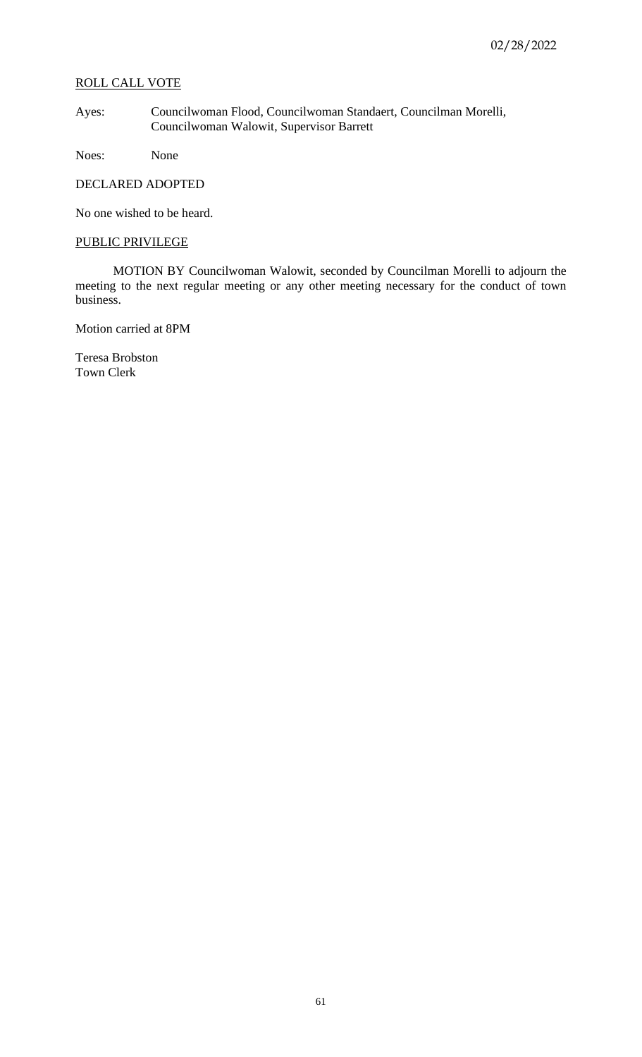02/28/2022

ROLL CALL VOTE

Ayes: Councilwoman Flood, Councilwoman Standaert, Councilman Morelli, Councilwoman Walowit, Supervisor Barrett

Noes: None

DECLARED ADOPTED

No one wished to be heard.

PUBLIC PRIVILEGE

MOTION BY Councilwoman Walowit, seconded by Councilman Morelli to adjourn the meeting to the next regular meeting or any other meeting necessary for the conduct of town business.

Motion carried at 8PM

Teresa Brobston
Town Clerk